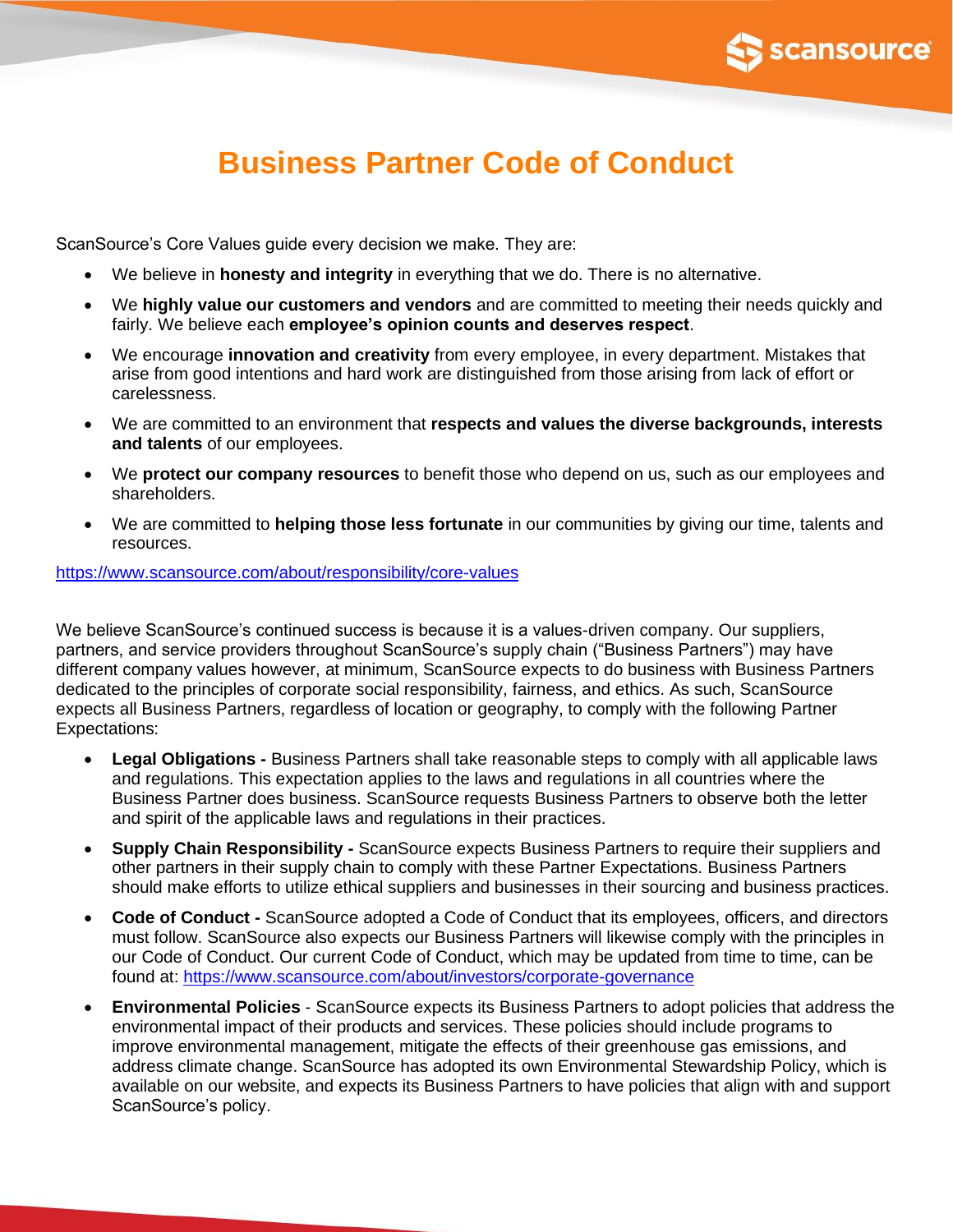# Business Partner Code of Conduct

ScanSource's Core Values guide every decision we make. They are:

- We believe in **honesty and integrity** in everything that we do. There is no alternative.
- We **highly value our customers and vendors** and are committed to meeting their needs quickly and fairly. We believe each **employee's opinion counts and deserves respect**.
- We encourage **innovation and creativity** from every employee, in every department. Mistakes that arise from good intentions and hard work are distinguished from those arising from lack of effort or carelessness.
- We are committed to an environment that **respects and values the diverse backgrounds, interests and talents** of our employees.
- We **protect our company resources** to benefit those who depend on us, such as our employees and shareholders.
- We are committed to **helping those less fortunate** in our communities by giving our time, talents and resources.

https://www.scansource.com/about/responsibility/core-values

We believe ScanSource's continued success is because it is a values-driven company. Our suppliers, partners, and service providers throughout ScanSource's supply chain ("Business Partners") may have different company values however, at minimum, ScanSource expects to do business with Business Partners dedicated to the principles of corporate social responsibility, fairness, and ethics. As such, ScanSource expects all Business Partners, regardless of location or geography, to comply with the following Partner Expectations:

- **Legal Obligations -** Business Partners shall take reasonable steps to comply with all applicable laws and regulations. This expectation applies to the laws and regulations in all countries where the Business Partner does business. ScanSource requests Business Partners to observe both the letter and spirit of the applicable laws and regulations in their practices.
- **Supply Chain Responsibility -** ScanSource expects Business Partners to require their suppliers and other partners in their supply chain to comply with these Partner Expectations. Business Partners should make efforts to utilize ethical suppliers and businesses in their sourcing and business practices.
- **Code of Conduct -** ScanSource adopted a Code of Conduct that its employees, officers, and directors must follow. ScanSource also expects our Business Partners will likewise comply with the principles in our Code of Conduct. Our current Code of Conduct, which may be updated from time to time, can be found at: https://www.scansource.com/about/investors/corporate-governance
- **Environmental Policies** - ScanSource expects its Business Partners to adopt policies that address the environmental impact of their products and services. These policies should include programs to improve environmental management, mitigate the effects of their greenhouse gas emissions, and address climate change. ScanSource has adopted its own Environmental Stewardship Policy, which is available on our website, and expects its Business Partners to have policies that align with and support ScanSource's policy.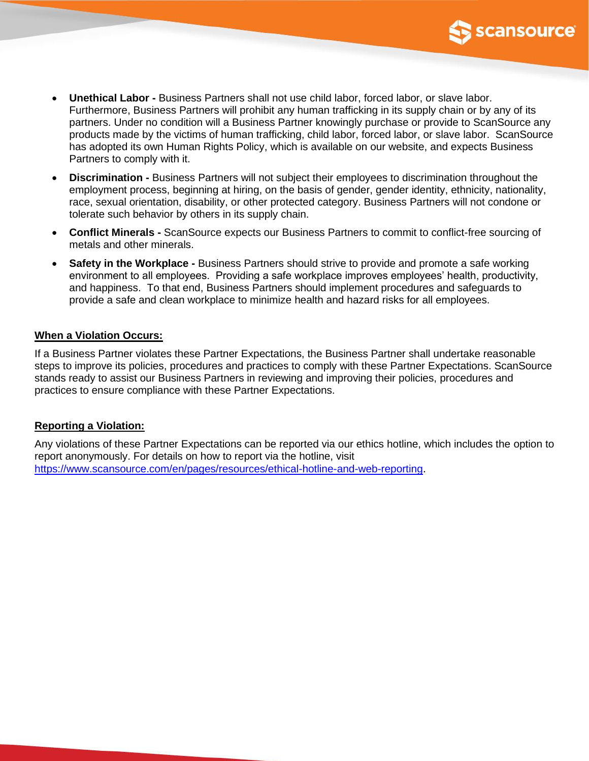- **Unethical Labor -** Business Partners shall not use child labor, forced labor, or slave labor. Furthermore, Business Partners will prohibit any human trafficking in its supply chain or by any of its partners. Under no condition will a Business Partner knowingly purchase or provide to ScanSource any products made by the victims of human trafficking, child labor, forced labor, or slave labor. ScanSource has adopted its own Human Rights Policy, which is available on our website, and expects Business Partners to comply with it.
- **Discrimination -** Business Partners will not subject their employees to discrimination throughout the employment process, beginning at hiring, on the basis of gender, gender identity, ethnicity, nationality, race, sexual orientation, disability, or other protected category. Business Partners will not condone or tolerate such behavior by others in its supply chain.
- **Conflict Minerals -** ScanSource expects our Business Partners to commit to conflict-free sourcing of metals and other minerals.
- **Safety in the Workplace -** Business Partners should strive to provide and promote a safe working environment to all employees. Providing a safe workplace improves employees' health, productivity, and happiness. To that end, Business Partners should implement procedures and safeguards to provide a safe and clean workplace to minimize health and hazard risks for all employees.

**When a Violation Occurs:**

If a Business Partner violates these Partner Expectations, the Business Partner shall undertake reasonable steps to improve its policies, procedures and practices to comply with these Partner Expectations. ScanSource stands ready to assist our Business Partners in reviewing and improving their policies, procedures and practices to ensure compliance with these Partner Expectations.

**Reporting a Violation:**

Any violations of these Partner Expectations can be reported via our ethics hotline, which includes the option to report anonymously. For details on how to report via the hotline, visit https://www.scansource.com/en/pages/resources/ethical-hotline-and-web-reporting.